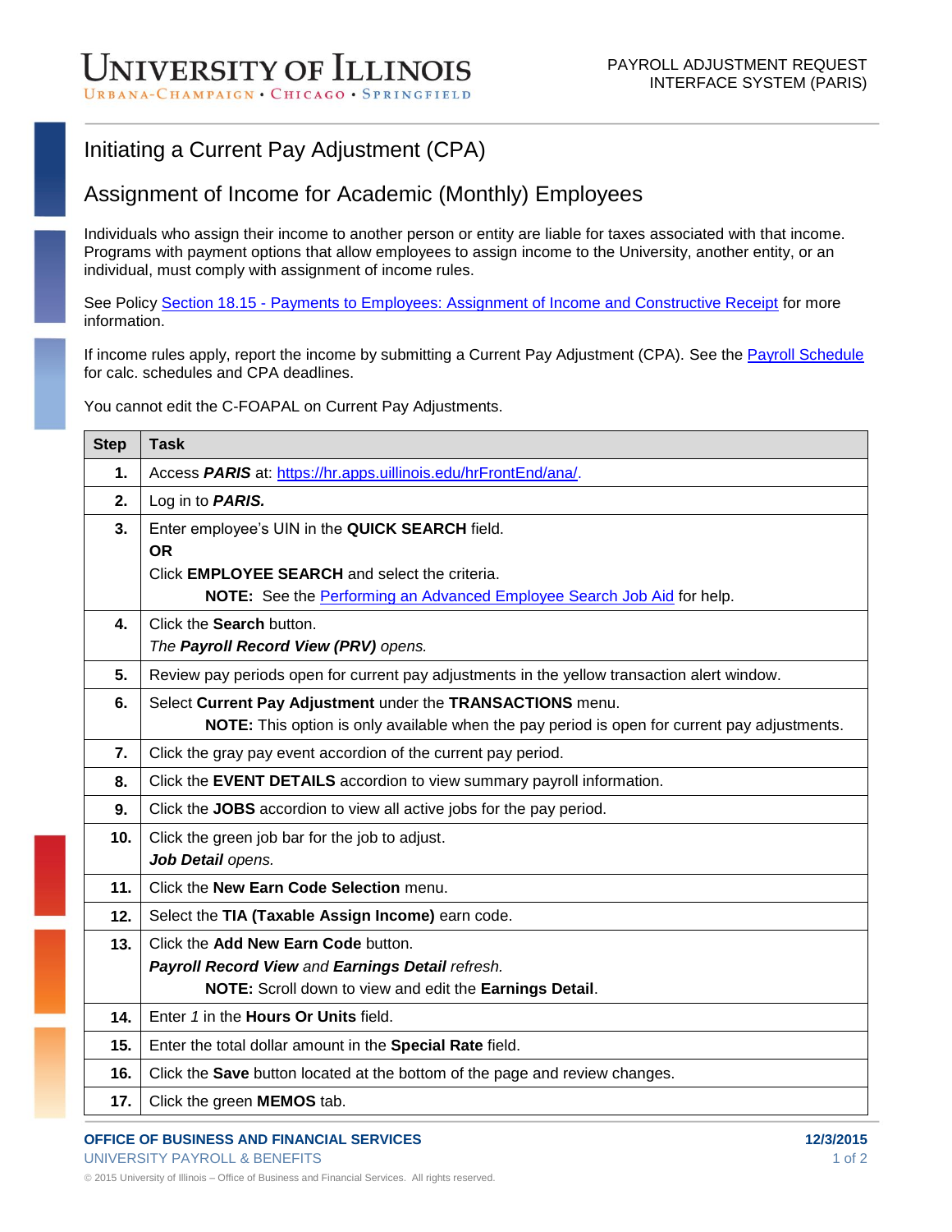# Initiating a Current Pay Adjustment (CPA)

## Assignment of Income for Academic (Monthly) Employees

Individuals who assign their income to another person or entity are liable for taxes associated with that income. Programs with payment options that allow employees to assign income to the University, another entity, or an individual, must comply with assignment of income rules.

See Policy Section 18.15 - Payments to Employees: Assignment of Income and Constructive Receipt for more information.

If income rules apply, report the income by submitting a Current Pay Adjustment (CPA). See the Payroll Schedule for calc. schedules and CPA deadlines.

You cannot edit the C-FOAPAL on Current Pay Adjustments.

| Step | Task |
|---|---|
| **1.** | Access ***PARIS*** at: https://hr.apps.uillinois.edu/hrFrontEnd/ana/. |
| **2.** | Log in to ***PARIS.*** |
| **3.** | Enter employee's UIN in the **QUICK SEARCH** field.<br>**OR**<br>Click **EMPLOYEE SEARCH** and select the criteria.<br>**NOTE:** See the Performing an Advanced Employee Search Job Aid for help. |
| **4.** | Click the **Search** button.<br>*The **Payroll Record View (PRV)** opens.* |
| **5.** | Review pay periods open for current pay adjustments in the yellow transaction alert window. |
| **6.** | Select **Current Pay Adjustment** under the **TRANSACTIONS** menu.<br>**NOTE:** This option is only available when the pay period is open for current pay adjustments. |
| **7.** | Click the gray pay event accordion of the current pay period. |
| **8.** | Click the **EVENT DETAILS** accordion to view summary payroll information. |
| **9.** | Click the **JOBS** accordion to view all active jobs for the pay period. |
| **10.** | Click the green job bar for the job to adjust.<br>***Job Detail** opens.* |
| **11.** | Click the **New Earn Code Selection** menu. |
| **12.** | Select the **TIA (Taxable Assign Income)** earn code. |
| **13.** | Click the **Add New Earn Code** button.<br>***Payroll Record View** and **Earnings Detail** refresh.*<br>**NOTE:** Scroll down to view and edit the **Earnings Detail**. |
| **14.** | Enter *1* in the **Hours Or Units** field. |
| **15.** | Enter the total dollar amount in the **Special Rate** field. |
| **16.** | Click the **Save** button located at the bottom of the page and review changes. |
| **17.** | Click the green **MEMOS** tab. |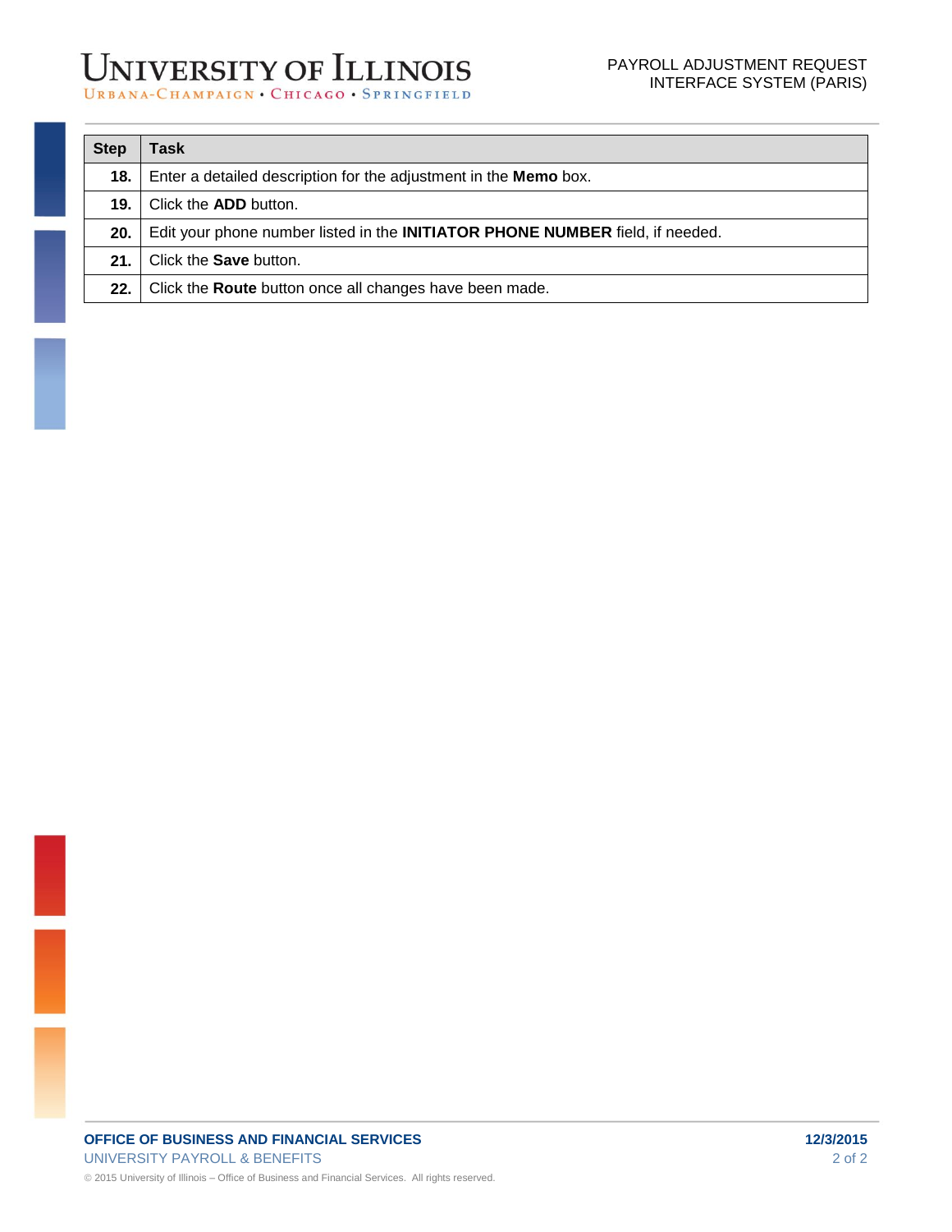| Step | Task |
|---|---|
| **18.** | Enter a detailed description for the adjustment in the **Memo** box. |
| **19.** | Click the **ADD** button. |
| **20.** | Edit your phone number listed in the **INITIATOR PHONE NUMBER** field, if needed. |
| **21.** | Click the **Save** button. |
| **22.** | Click the **Route** button once all changes have been made. |